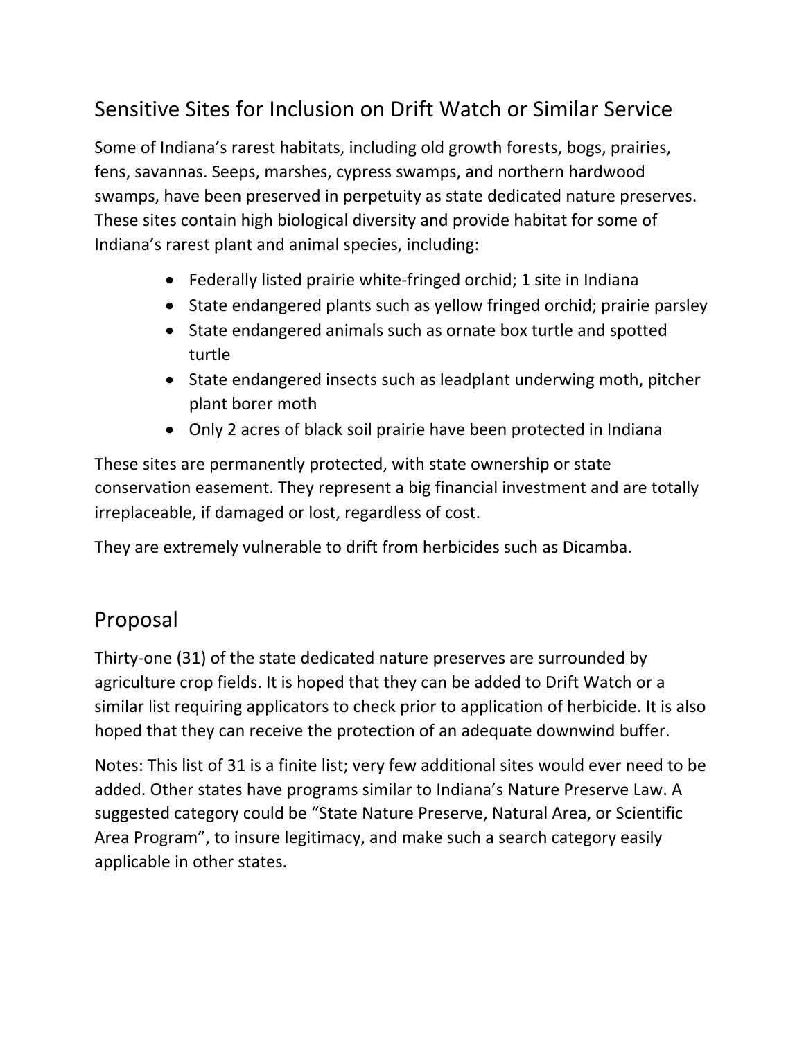## Sensitive Sites for Inclusion on Drift Watch or Similar Service

Some of Indiana's rarest habitats, including old growth forests, bogs, prairies, fens, savannas. Seeps, marshes, cypress swamps, and northern hardwood swamps, have been preserved in perpetuity as state dedicated nature preserves. These sites contain high biological diversity and provide habitat for some of Indiana's rarest plant and animal species, including:

- Federally listed prairie white-fringed orchid; 1 site in Indiana
- State endangered plants such as yellow fringed orchid; prairie parsley
- State endangered animals such as ornate box turtle and spotted turtle
- State endangered insects such as leadplant underwing moth, pitcher plant borer moth
- Only 2 acres of black soil prairie have been protected in Indiana

These sites are permanently protected, with state ownership or state conservation easement. They represent a big financial investment and are totally irreplaceable, if damaged or lost, regardless of cost.

They are extremely vulnerable to drift from herbicides such as Dicamba.

## Proposal

Thirty-one (31) of the state dedicated nature preserves are surrounded by agriculture crop fields. It is hoped that they can be added to Drift Watch or a similar list requiring applicators to check prior to application of herbicide. It is also hoped that they can receive the protection of an adequate downwind buffer.

Notes: This list of 31 is a finite list; very few additional sites would ever need to be added. Other states have programs similar to Indiana's Nature Preserve Law. A suggested category could be "State Nature Preserve, Natural Area, or Scientific Area Program", to insure legitimacy, and make such a search category easily applicable in other states.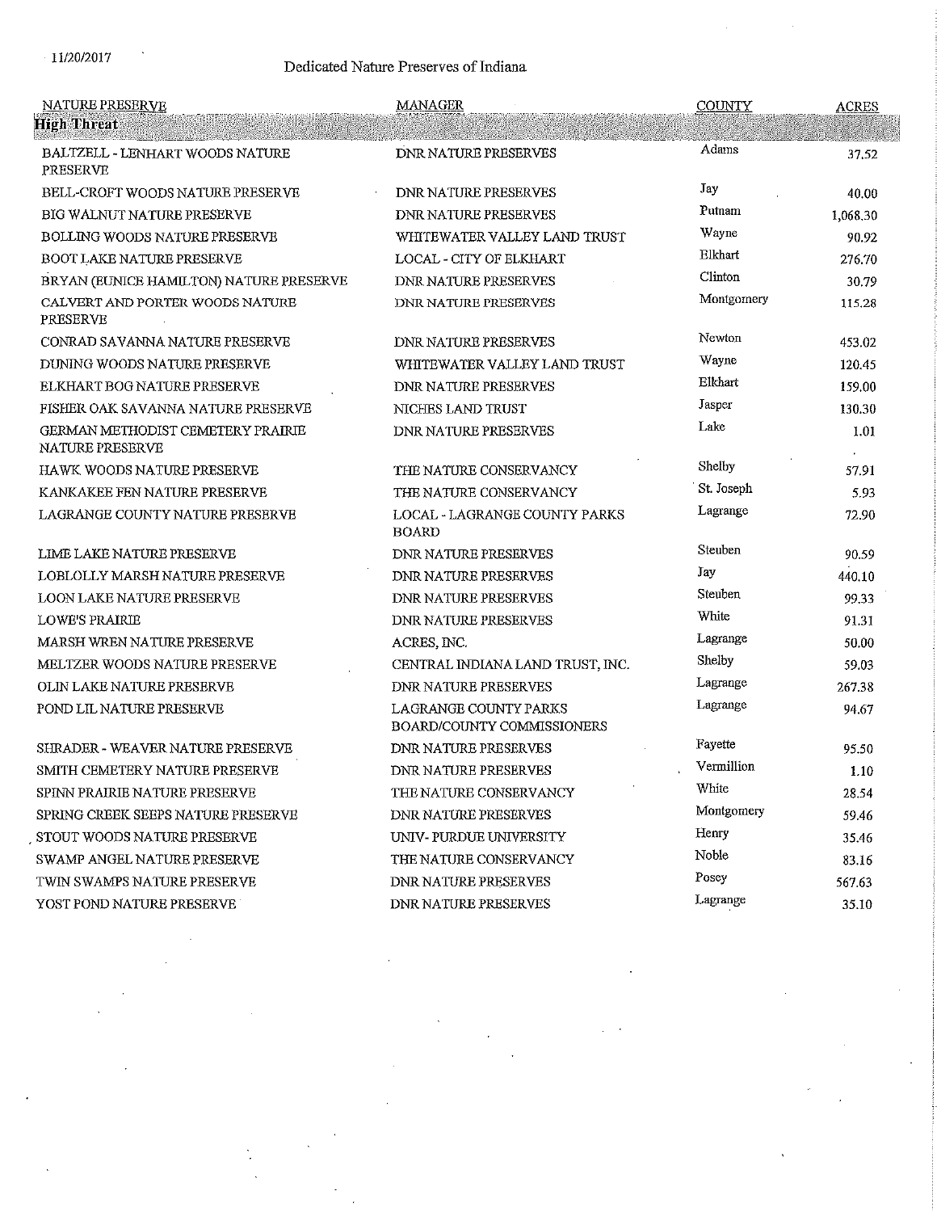11/20/2017

# Dedicated Nature Preserves of Indiana

| NATURE PRESERVE | MANAGER | COUNTY | ACRES |
|---|---|---|---|
| **High Threat** | | | |
| BALTZELL - LENHART WOODS NATURE PRESERVE | DNR NATURE PRESERVES | Adams | 37.52 |
| BELL-CROFT WOODS NATURE PRESERVE | DNR NATURE PRESERVES | Jay | 40.00 |
| BIG WALNUT NATURE PRESERVE | DNR NATURE PRESERVES | Putnam | 1,068.30 |
| BOLLING WOODS NATURE PRESERVE | WHITEWATER VALLEY LAND TRUST | Wayne | 90.92 |
| BOOT LAKE NATURE PRESERVE | LOCAL - CITY OF ELKHART | Elkhart | 276.70 |
| BRYAN (EUNICE HAMILTON) NATURE PRESERVE | DNR NATURE PRESERVES | Clinton | 30.79 |
| CALVERT AND PORTER WOODS NATURE PRESERVE | DNR NATURE PRESERVES | Montgomery | 115.28 |
| CONRAD SAVANNA NATURE PRESERVE | DNR NATURE PRESERVES | Newton | 453.02 |
| DUNING WOODS NATURE PRESERVE | WHITEWATER VALLEY LAND TRUST | Wayne | 120.45 |
| ELKHART BOG NATURE PRESERVE | DNR NATURE PRESERVES | Elkhart | 159.00 |
| FISHER OAK SAVANNA NATURE PRESERVE | NICHES LAND TRUST | Jasper | 130.30 |
| GERMAN METHODIST CEMETERY PRAIRIE NATURE PRESERVE | DNR NATURE PRESERVES | Lake | 1.01 |
| HAWK WOODS NATURE PRESERVE | THE NATURE CONSERVANCY | Shelby | 57.91 |
| KANKAKEE FEN NATURE PRESERVE | THE NATURE CONSERVANCY | St. Joseph | 5.93 |
| LAGRANGE COUNTY NATURE PRESERVE | LOCAL - LAGRANGE COUNTY PARKS BOARD | Lagrange | 72.90 |
| LIME LAKE NATURE PRESERVE | DNR NATURE PRESERVES | Steuben | 90.59 |
| LOBLOLLY MARSH NATURE PRESERVE | DNR NATURE PRESERVES | Jay | 440.10 |
| LOON LAKE NATURE PRESERVE | DNR NATURE PRESERVES | Steuben | 99.33 |
| LOWE'S PRAIRIE | DNR NATURE PRESERVES | White | 91.31 |
| MARSH WREN NATURE PRESERVE | ACRES, INC. | Lagrange | 50.00 |
| MELTZER WOODS NATURE PRESERVE | CENTRAL INDIANA LAND TRUST, INC. | Shelby | 59.03 |
| OLIN LAKE NATURE PRESERVE | DNR NATURE PRESERVES | Lagrange | 267.38 |
| POND LIL NATURE PRESERVE | LAGRANGE COUNTY PARKS BOARD/COUNTY COMMISSIONERS | Lagrange | 94.67 |
| SHRADER - WEAVER NATURE PRESERVE | DNR NATURE PRESERVES | Fayette | 95.50 |
| SMITH CEMETERY NATURE PRESERVE | DNR NATURE PRESERVES | Vermillion | 1.10 |
| SPINN PRAIRIE NATURE PRESERVE | THE NATURE CONSERVANCY | White | 28.54 |
| SPRING CREEK SEEPS NATURE PRESERVE | DNR NATURE PRESERVES | Montgomery | 59.46 |
| STOUT WOODS NATURE PRESERVE | UNIV- PURDUE UNIVERSITY | Henry | 35.46 |
| SWAMP ANGEL NATURE PRESERVE | THE NATURE CONSERVANCY | Noble | 83.16 |
| TWIN SWAMPS NATURE PRESERVE | DNR NATURE PRESERVES | Posey | 567.63 |
| YOST POND NATURE PRESERVE | DNR NATURE PRESERVES | Lagrange | 35.10 |